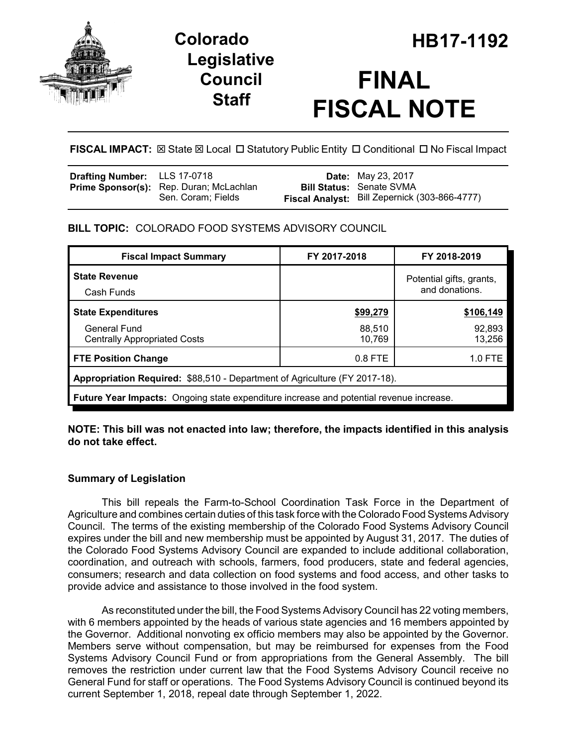# Colorado Legislative Council Staff

# HB17-1192

# FINAL FISCAL NOTE

**FISCAL IMPACT:** ☒ State ☒ Local ☐ Statutory Public Entity ☐ Conditional ☐ No Fiscal Impact

| | | | |
|---|---|---|---|
| **Drafting Number:** | LLS 17-0718 | **Date:** | May 23, 2017 |
| **Prime Sponsor(s):** | Rep. Duran; McLachlan<br>Sen. Coram; Fields | **Bill Status:** | Senate SVMA |
| | | **Fiscal Analyst:** | Bill Zepernick (303-866-4777) |

**BILL TOPIC:** COLORADO FOOD SYSTEMS ADVISORY COUNCIL

| Fiscal Impact Summary | FY 2017-2018 | FY 2018-2019 |
|---|---|---|
| **State Revenue**<br>Cash Funds | | Potential gifts, grants, and donations. |
| **State Expenditures** | **$99,279** | **$106,149** |
| General Fund | 88,510 | 92,893 |
| Centrally Appropriated Costs | 10,769 | 13,256 |
| **FTE Position Change** | 0.8 FTE | 1.0 FTE |
| **Appropriation Required:** $88,510 - Department of Agriculture (FY 2017-18). | | |
| **Future Year Impacts:** Ongoing state expenditure increase and potential revenue increase. | | |

**NOTE: This bill was not enacted into law; therefore, the impacts identified in this analysis do not take effect.**

## Summary of Legislation

This bill repeals the Farm-to-School Coordination Task Force in the Department of Agriculture and combines certain duties of this task force with the Colorado Food Systems Advisory Council. The terms of the existing membership of the Colorado Food Systems Advisory Council expires under the bill and new membership must be appointed by August 31, 2017. The duties of the Colorado Food Systems Advisory Council are expanded to include additional collaboration, coordination, and outreach with schools, farmers, food producers, state and federal agencies, consumers; research and data collection on food systems and food access, and other tasks to provide advice and assistance to those involved in the food system.

As reconstituted under the bill, the Food Systems Advisory Council has 22 voting members, with 6 members appointed by the heads of various state agencies and 16 members appointed by the Governor. Additional nonvoting ex officio members may also be appointed by the Governor. Members serve without compensation, but may be reimbursed for expenses from the Food Systems Advisory Council Fund or from appropriations from the General Assembly. The bill removes the restriction under current law that the Food Systems Advisory Council receive no General Fund for staff or operations. The Food Systems Advisory Council is continued beyond its current September 1, 2018, repeal date through September 1, 2022.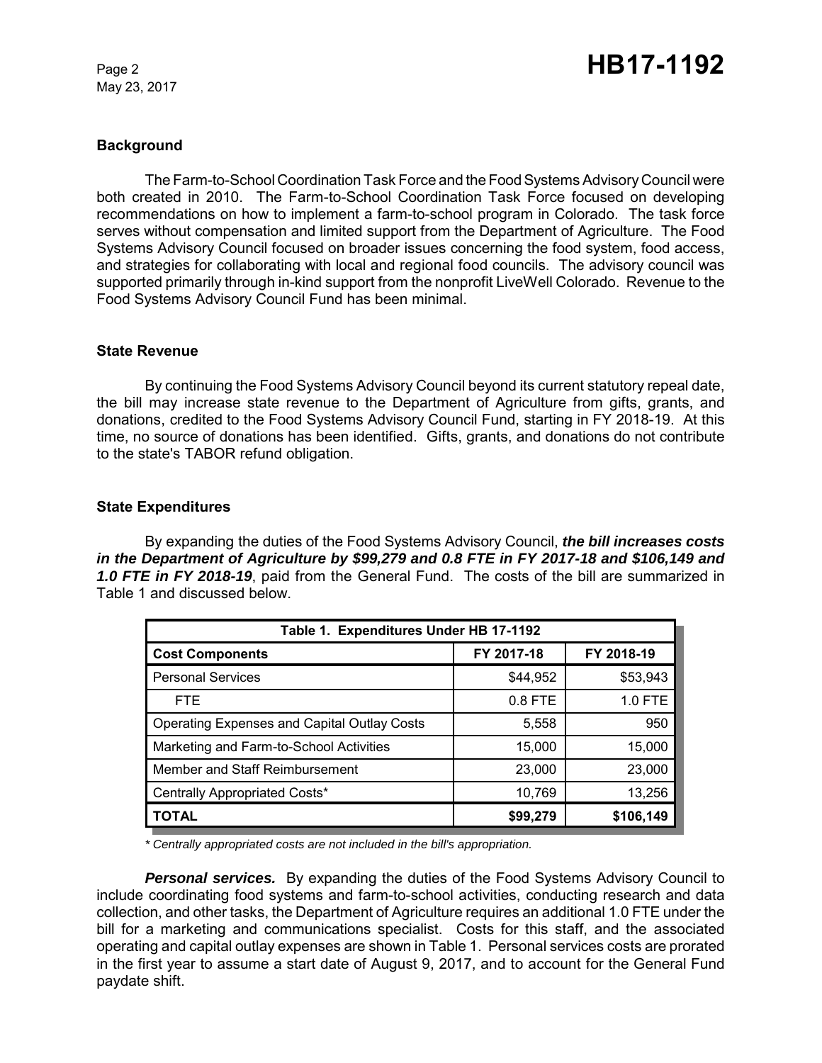### Background

The Farm-to-School Coordination Task Force and the Food Systems Advisory Council were both created in 2010. The Farm-to-School Coordination Task Force focused on developing recommendations on how to implement a farm-to-school program in Colorado. The task force serves without compensation and limited support from the Department of Agriculture. The Food Systems Advisory Council focused on broader issues concerning the food system, food access, and strategies for collaborating with local and regional food councils. The advisory council was supported primarily through in-kind support from the nonprofit LiveWell Colorado. Revenue to the Food Systems Advisory Council Fund has been minimal.

### State Revenue

By continuing the Food Systems Advisory Council beyond its current statutory repeal date, the bill may increase state revenue to the Department of Agriculture from gifts, grants, and donations, credited to the Food Systems Advisory Council Fund, starting in FY 2018-19. At this time, no source of donations has been identified. Gifts, grants, and donations do not contribute to the state's TABOR refund obligation.

### State Expenditures

By expanding the duties of the Food Systems Advisory Council, ***the bill increases costs in the Department of Agriculture by $99,279 and 0.8 FTE in FY 2017-18 and $106,149 and 1.0 FTE in FY 2018-19***, paid from the General Fund. The costs of the bill are summarized in Table 1 and discussed below.

| Table 1. Expenditures Under HB 17-1192 | | |
|---|---|---|
| **Cost Components** | **FY 2017-18** | **FY 2018-19** |
| Personal Services | $44,952 | $53,943 |
| FTE | 0.8 FTE | 1.0 FTE |
| Operating Expenses and Capital Outlay Costs | 5,558 | 950 |
| Marketing and Farm-to-School Activities | 15,000 | 15,000 |
| Member and Staff Reimbursement | 23,000 | 23,000 |
| Centrally Appropriated Costs* | 10,769 | 13,256 |
| **TOTAL** | **$99,279** | **$106,149** |

*\* Centrally appropriated costs are not included in the bill's appropriation.*

***Personal services.*** By expanding the duties of the Food Systems Advisory Council to include coordinating food systems and farm-to-school activities, conducting research and data collection, and other tasks, the Department of Agriculture requires an additional 1.0 FTE under the bill for a marketing and communications specialist. Costs for this staff, and the associated operating and capital outlay expenses are shown in Table 1. Personal services costs are prorated in the first year to assume a start date of August 9, 2017, and to account for the General Fund paydate shift.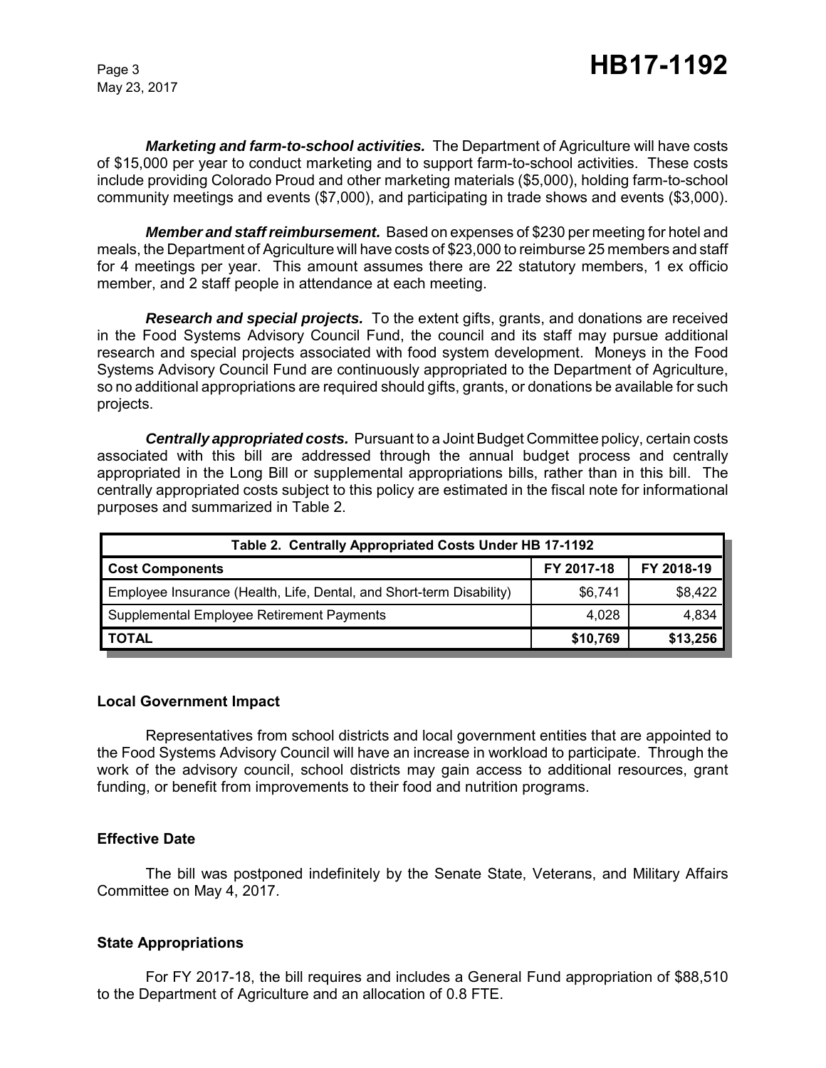***Marketing and farm-to-school activities.*** The Department of Agriculture will have costs of $15,000 per year to conduct marketing and to support farm-to-school activities. These costs include providing Colorado Proud and other marketing materials ($5,000), holding farm-to-school community meetings and events ($7,000), and participating in trade shows and events ($3,000).

***Member and staff reimbursement.*** Based on expenses of $230 per meeting for hotel and meals, the Department of Agriculture will have costs of $23,000 to reimburse 25 members and staff for 4 meetings per year. This amount assumes there are 22 statutory members, 1 ex officio member, and 2 staff people in attendance at each meeting.

***Research and special projects.*** To the extent gifts, grants, and donations are received in the Food Systems Advisory Council Fund, the council and its staff may pursue additional research and special projects associated with food system development. Moneys in the Food Systems Advisory Council Fund are continuously appropriated to the Department of Agriculture, so no additional appropriations are required should gifts, grants, or donations be available for such projects.

***Centrally appropriated costs.*** Pursuant to a Joint Budget Committee policy, certain costs associated with this bill are addressed through the annual budget process and centrally appropriated in the Long Bill or supplemental appropriations bills, rather than in this bill. The centrally appropriated costs subject to this policy are estimated in the fiscal note for informational purposes and summarized in Table 2.

**Table 2. Centrally Appropriated Costs Under HB 17-1192**

| Cost Components | FY 2017-18 | FY 2018-19 |
|---|---|---|
| Employee Insurance (Health, Life, Dental, and Short-term Disability) | $6,741 | $8,422 |
| Supplemental Employee Retirement Payments | 4,028 | 4,834 |
| **TOTAL** | **$10,769** | **$13,256** |

### Local Government Impact

Representatives from school districts and local government entities that are appointed to the Food Systems Advisory Council will have an increase in workload to participate. Through the work of the advisory council, school districts may gain access to additional resources, grant funding, or benefit from improvements to their food and nutrition programs.

### Effective Date

The bill was postponed indefinitely by the Senate State, Veterans, and Military Affairs Committee on May 4, 2017.

### State Appropriations

For FY 2017-18, the bill requires and includes a General Fund appropriation of $88,510 to the Department of Agriculture and an allocation of 0.8 FTE.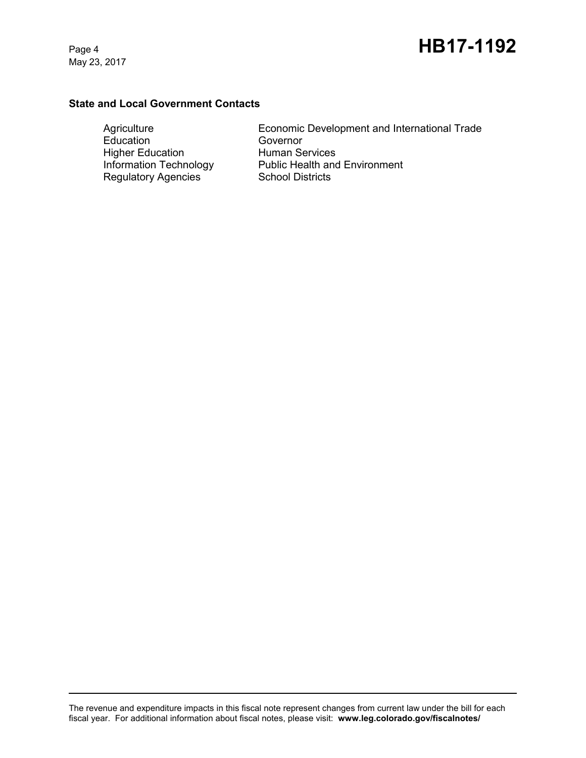### State and Local Government Contacts

| | |
|---|---|
| Agriculture | Economic Development and International Trade |
| Education | Governor |
| Higher Education | Human Services |
| Information Technology | Public Health and Environment |
| Regulatory Agencies | School Districts |

The revenue and expenditure impacts in this fiscal note represent changes from current law under the bill for each fiscal year. For additional information about fiscal notes, please visit: **www.leg.colorado.gov/fiscalnotes/**